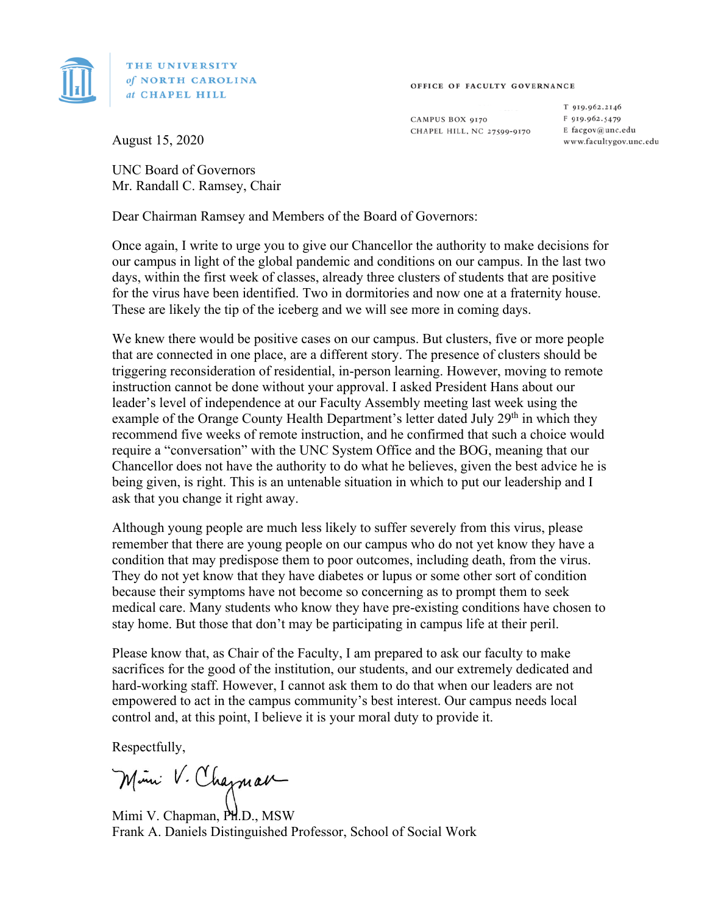THE UNIVERSITY *of* NORTH CAROLINA *at* CHAPEL HILL

OFFICE OF FACULTY GOVERNANCE

CAMPUS BOX 9170
CHAPEL HILL, NC 27599-9170

T 919.962.2146
F 919.962.5479
E facgov@unc.edu
www.facultygov.unc.edu

August 15, 2020

UNC Board of Governors
Mr. Randall C. Ramsey, Chair

Dear Chairman Ramsey and Members of the Board of Governors:

Once again, I write to urge you to give our Chancellor the authority to make decisions for our campus in light of the global pandemic and conditions on our campus. In the last two days, within the first week of classes, already three clusters of students that are positive for the virus have been identified. Two in dormitories and now one at a fraternity house. These are likely the tip of the iceberg and we will see more in coming days.

We knew there would be positive cases on our campus. But clusters, five or more people that are connected in one place, are a different story. The presence of clusters should be triggering reconsideration of residential, in-person learning. However, moving to remote instruction cannot be done without your approval. I asked President Hans about our leader's level of independence at our Faculty Assembly meeting last week using the example of the Orange County Health Department's letter dated July 29th in which they recommend five weeks of remote instruction, and he confirmed that such a choice would require a "conversation" with the UNC System Office and the BOG, meaning that our Chancellor does not have the authority to do what he believes, given the best advice he is being given, is right. This is an untenable situation in which to put our leadership and I ask that you change it right away.

Although young people are much less likely to suffer severely from this virus, please remember that there are young people on our campus who do not yet know they have a condition that may predispose them to poor outcomes, including death, from the virus. They do not yet know that they have diabetes or lupus or some other sort of condition because their symptoms have not become so concerning as to prompt them to seek medical care. Many students who know they have pre-existing conditions have chosen to stay home. But those that don't may be participating in campus life at their peril.

Please know that, as Chair of the Faculty, I am prepared to ask our faculty to make sacrifices for the good of the institution, our students, and our extremely dedicated and hard-working staff. However, I cannot ask them to do that when our leaders are not empowered to act in the campus community's best interest. Our campus needs local control and, at this point, I believe it is your moral duty to provide it.

Respectfully,

Mimi V. Chapman

Mimi V. Chapman, Ph.D., MSW
Frank A. Daniels Distinguished Professor, School of Social Work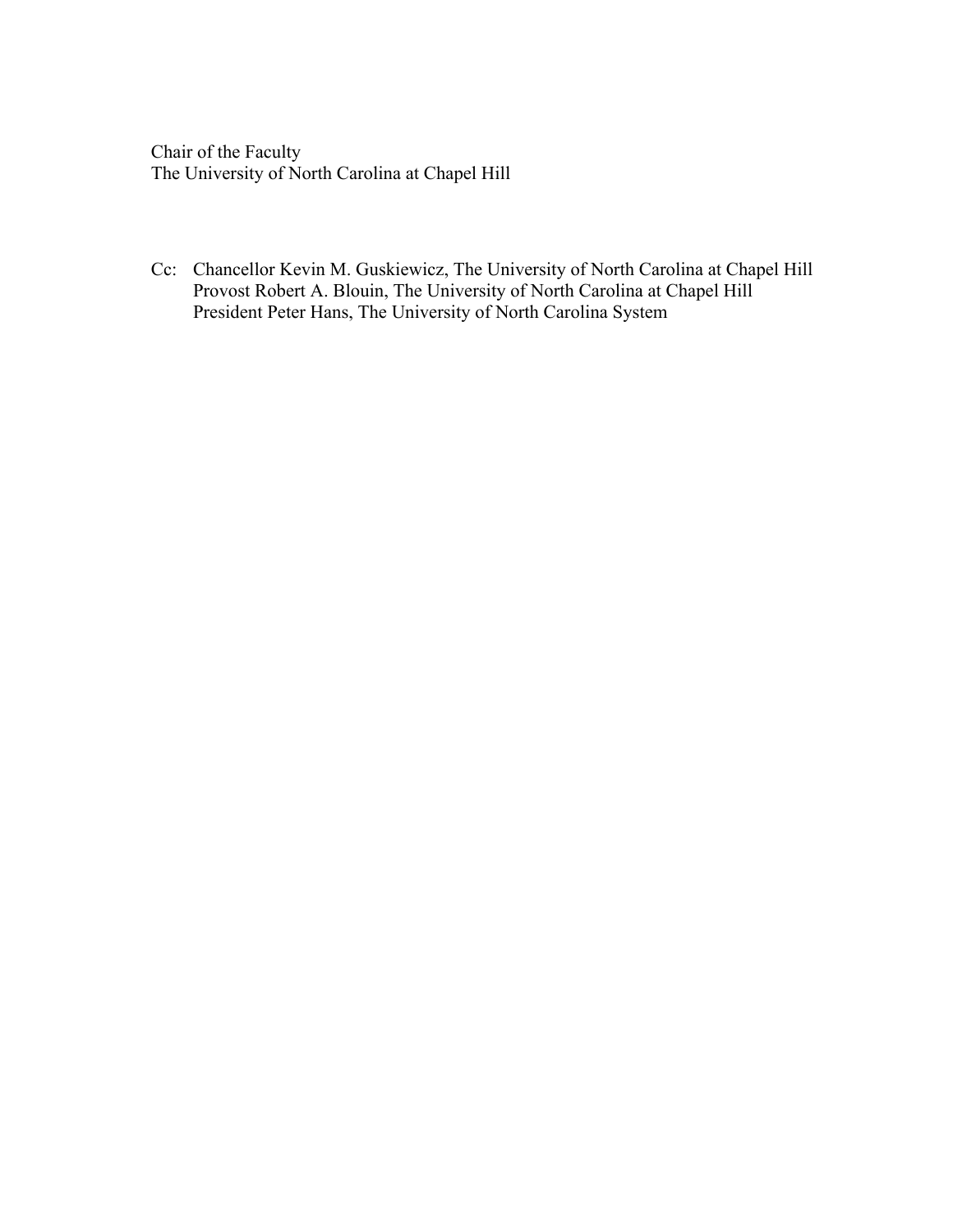Chair of the Faculty
The University of North Carolina at Chapel Hill

Cc: Chancellor Kevin M. Guskiewicz, The University of North Carolina at Chapel Hill
Provost Robert A. Blouin, The University of North Carolina at Chapel Hill
President Peter Hans, The University of North Carolina System